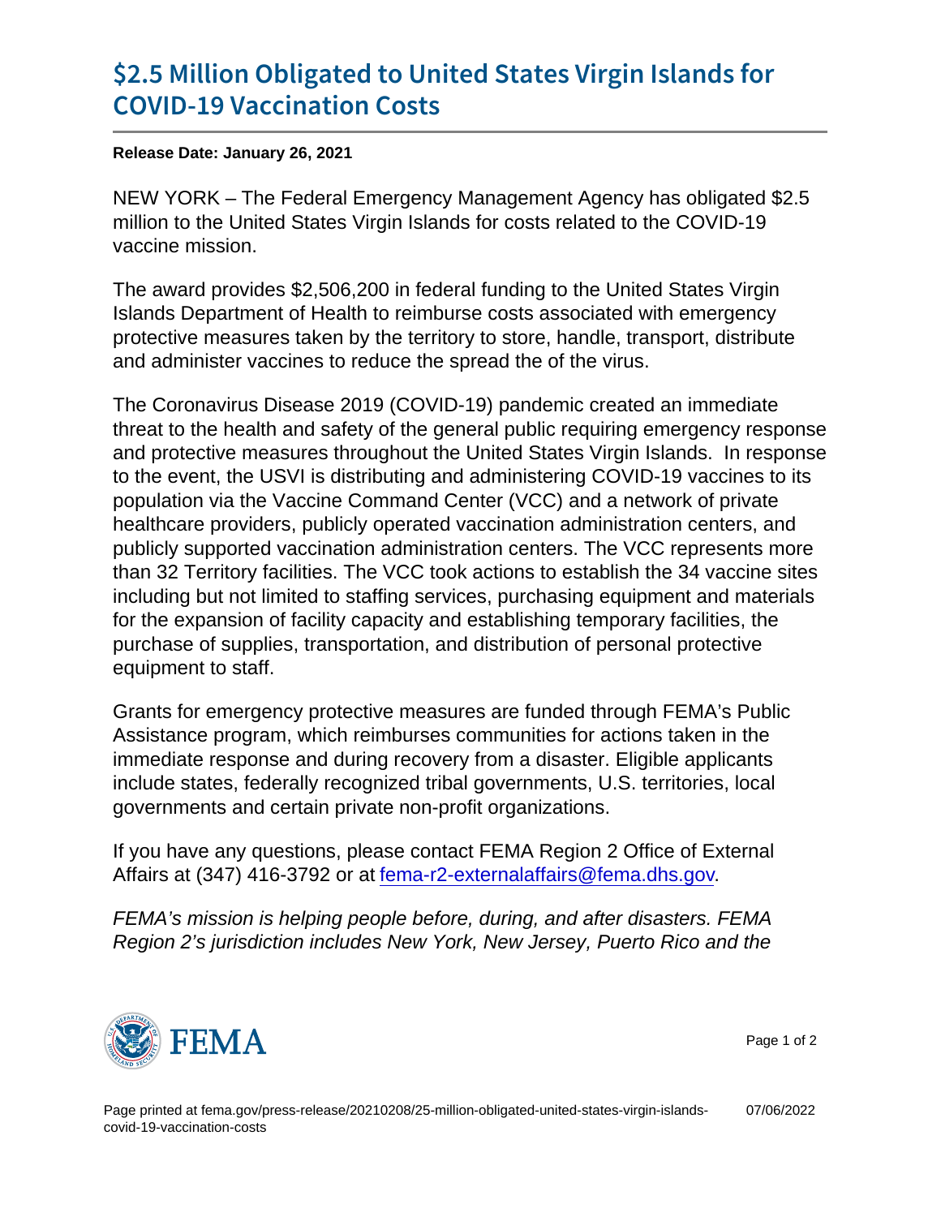# $2.5 Million Obligated to United States Virgin Islands for COVID-19 Vaccination Costs

**Release Date: January 26, 2021**

NEW YORK – The Federal Emergency Management Agency has obligated $2.5 million to the United States Virgin Islands for costs related to the COVID-19 vaccine mission.

The award provides $2,506,200 in federal funding to the United States Virgin Islands Department of Health to reimburse costs associated with emergency protective measures taken by the territory to store, handle, transport, distribute and administer vaccines to reduce the spread the of the virus.

The Coronavirus Disease 2019 (COVID-19) pandemic created an immediate threat to the health and safety of the general public requiring emergency response and protective measures throughout the United States Virgin Islands. In response to the event, the USVI is distributing and administering COVID-19 vaccines to its population via the Vaccine Command Center (VCC) and a network of private healthcare providers, publicly operated vaccination administration centers, and publicly supported vaccination administration centers. The VCC represents more than 32 Territory facilities. The VCC took actions to establish the 34 vaccine sites including but not limited to staffing services, purchasing equipment and materials for the expansion of facility capacity and establishing temporary facilities, the purchase of supplies, transportation, and distribution of personal protective equipment to staff.

Grants for emergency protective measures are funded through FEMA's Public Assistance program, which reimburses communities for actions taken in the immediate response and during recovery from a disaster. Eligible applicants include states, federally recognized tribal governments, U.S. territories, local governments and certain private non-profit organizations.

If you have any questions, please contact FEMA Region 2 Office of External Affairs at (347) 416-3792 or at fema-r2-externalaffairs@fema.dhs.gov.

*FEMA's mission is helping people before, during, and after disasters. FEMA Region 2's jurisdiction includes New York, New Jersey, Puerto Rico and the*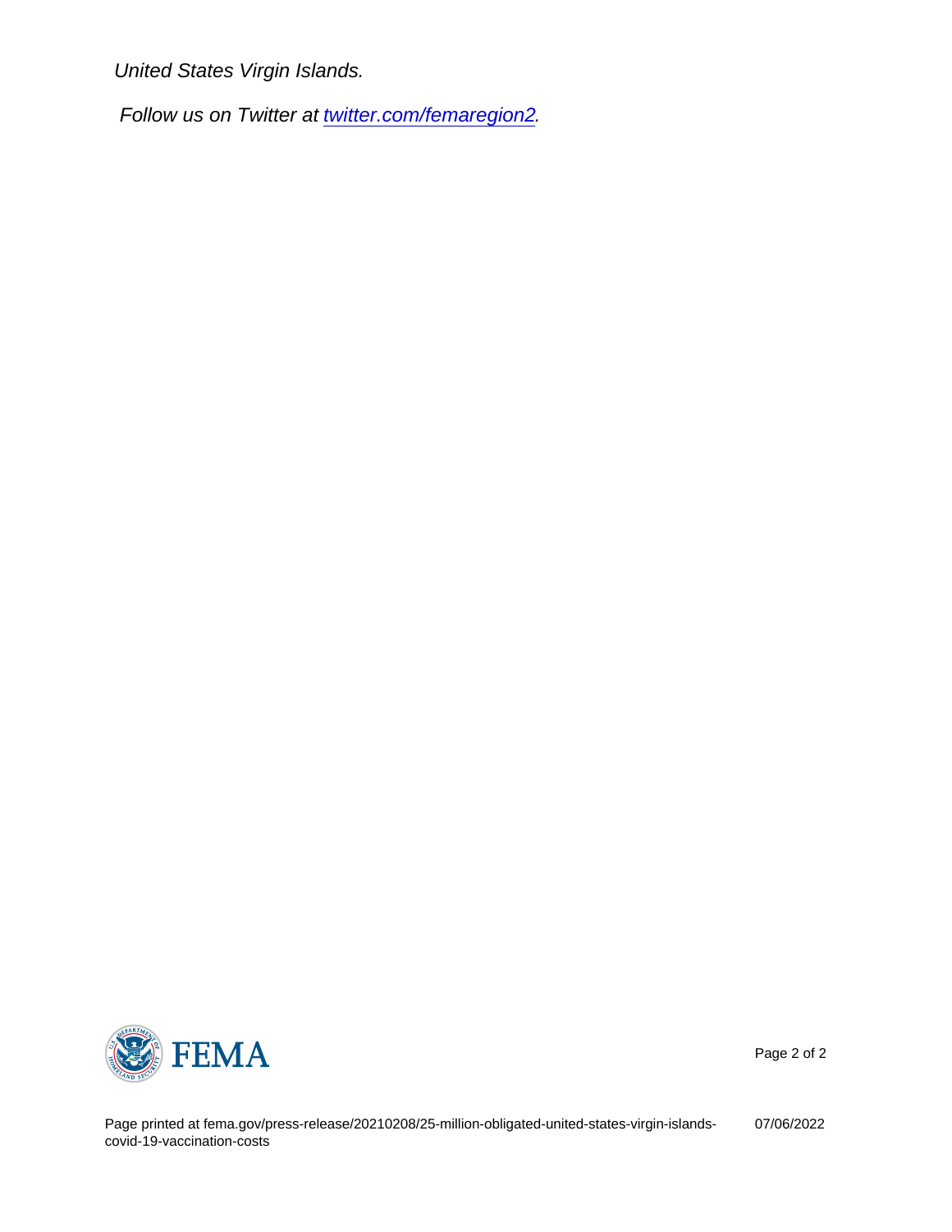*United States Virgin Islands.*

*Follow us on Twitter at [twitter.com/femaregion2](https://twitter.com/femaregion2).*